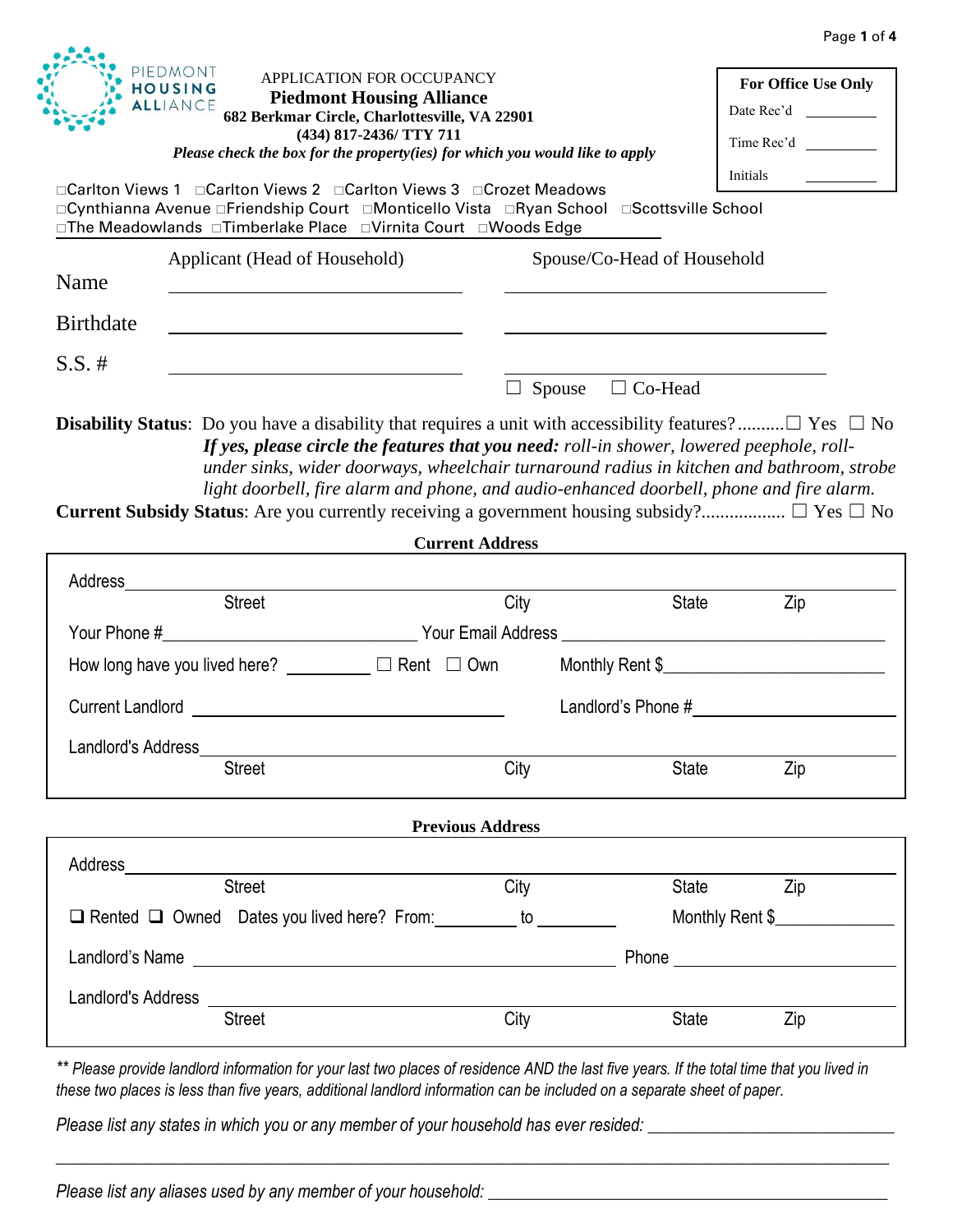PIEDMONT HOUSING ALLIANCE

APPLICATION FOR OCCUPANCY

**Piedmont Housing Alliance**

**682 Berkmar Circle, Charlottesville, VA 22901**

**(434) 817-2436/ TTY 711**

***Please check the box for the property(ies) for which you would like to apply***

| **For Office Use Only** | |
|---|---|
| Date Rec'd | ________ |
| Time Rec'd | ________ |
| Initials | ________ |

□Carlton Views 1 □Carlton Views 2 □Carlton Views 3 □Crozet Meadows
□Cynthianna Avenue □Friendship Court □Monticello Vista □Ryan School □Scottsville School
□The Meadowlands □Timberlake Place □Virnita Court □Woods Edge

| | Applicant (Head of Household) | Spouse/Co-Head of Household |
|---|---|---|
| Name | ____________________ | ____________________ |
| Birthdate | ____________________ | ____________________ |
| S.S. # | ____________________ | ____________________ |
| | | ☐ Spouse ☐ Co-Head |

**Disability Status**: Do you have a disability that requires a unit with accessibility features?..........☐ Yes ☐ No

***If yes, please circle the features that you need:*** *roll-in shower, lowered peephole, roll-under sinks, wider doorways, wheelchair turnaround radius in kitchen and bathroom, strobe light doorbell, fire alarm and phone, and audio-enhanced doorbell, phone and fire alarm.*

**Current Subsidy Status**: Are you currently receiving a government housing subsidy?................. ☐ Yes ☐ No

**Current Address**

Address_____________________________________________________________
Street City State Zip

Your Phone #____________________ Your Email Address ____________________

How long have you lived here? ________ ☐ Rent ☐ Own Monthly Rent $____________________

Current Landlord ____________________ Landlord's Phone #____________________

Landlord's Address_____________________________________________________________
Street City State Zip

**Previous Address**

Address_____________________________________________________________
Street City State Zip

❑ Rented ❑ Owned Dates you lived here? From:________ to ________ Monthly Rent $____________

Landlord's Name ____________________ Phone ____________________

Landlord's Address _____________________________________________________________
Street City State Zip

*\*\* Please provide landlord information for your last two places of residence AND the last five years. If the total time that you lived in these two places is less than five years, additional landlord information can be included on a separate sheet of paper.*

*Please list any states in which you or any member of your household has ever resided:* ____________________

_____________________________________________________________

*Please list any aliases used by any member of your household:* ____________________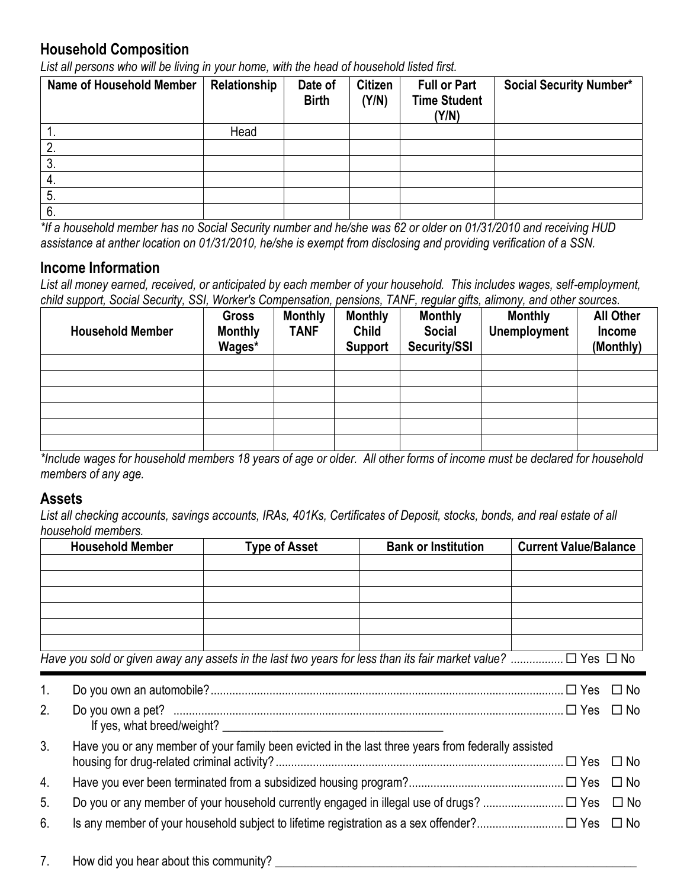## Household Composition

*List all persons who will be living in your home, with the head of household listed first.*

| Name of Household Member | Relationship | Date of Birth | Citizen (Y/N) | Full or Part Time Student (Y/N) | Social Security Number* |
|---|---|---|---|---|---|
| 1. | Head | | | | |
| 2. | | | | | |
| 3. | | | | | |
| 4. | | | | | |
| 5. | | | | | |
| 6. | | | | | |

*\*If a household member has no Social Security number and he/she was 62 or older on 01/31/2010 and receiving HUD assistance at anther location on 01/31/2010, he/she is exempt from disclosing and providing verification of a SSN.*

## Income Information

*List all money earned, received, or anticipated by each member of your household. This includes wages, self-employment, child support, Social Security, SSI, Worker's Compensation, pensions, TANF, regular gifts, alimony, and other sources.*

| Household Member | Gross Monthly Wages* | Monthly TANF | Monthly Child Support | Monthly Social Security/SSI | Monthly Unemployment | All Other Income (Monthly) |
|---|---|---|---|---|---|---|
| | | | | | | |
| | | | | | | |
| | | | | | | |
| | | | | | | |
| | | | | | | |
| | | | | | | |

*\*Include wages for household members 18 years of age or older. All other forms of income must be declared for household members of any age.*

## Assets

*List all checking accounts, savings accounts, IRAs, 401Ks, Certificates of Deposit, stocks, bonds, and real estate of all household members.*

| Household Member | Type of Asset | Bank or Institution | Current Value/Balance |
|---|---|---|---|
| | | | |
| | | | |
| | | | |
| | | | |
| | | | |
| | | | |

*Have you sold or given away any assets in the last two years for less than its fair market value?* ................ ☐ Yes ☐ No

---

1. Do you own an automobile? ................................................ ☐ Yes ☐ No
2. Do you own a pet? ................................................ ☐ Yes ☐ No
   If yes, what breed/weight? ____________________________________
3. Have you or any member of your family been evicted in the last three years from federally assisted housing for drug-related criminal activity? ................................................ ☐ Yes ☐ No
4. Have you ever been terminated from a subsidized housing program? ................................................ ☐ Yes ☐ No
5. Do you or any member of your household currently engaged in illegal use of drugs? .......................... ☐ Yes ☐ No
6. Is any member of your household subject to lifetime registration as a sex offender? ............................ ☐ Yes ☐ No
7. How did you hear about this community? ____________________________________________________________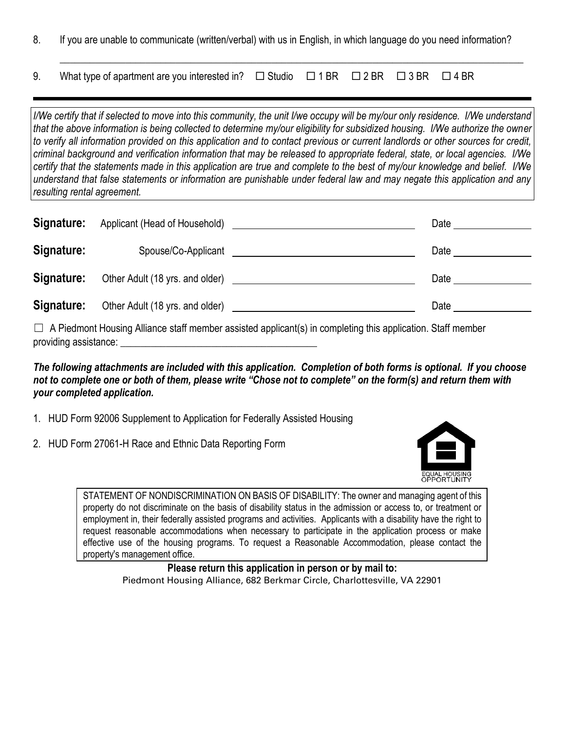8. If you are unable to communicate (written/verbal) with us in English, in which language do you need information?

_______________________________________________________________________________

9. What type of apartment are you interested in? ☐ Studio ☐ 1 BR ☐ 2 BR ☐ 3 BR ☐ 4 BR

---

*I/We certify that if selected to move into this community, the unit I/we occupy will be my/our only residence. I/We understand that the above information is being collected to determine my/our eligibility for subsidized housing. I/We authorize the owner to verify all information provided on this application and to contact previous or current landlords or other sources for credit, criminal background and verification information that may be released to appropriate federal, state, or local agencies. I/We certify that the statements made in this application are true and complete to the best of my/our knowledge and belief. I/We understand that false statements or information are punishable under federal law and may negate this application and any resulting rental agreement.*

**Signature:** Applicant (Head of Household) ______________________ Date __________

**Signature:** Spouse/Co-Applicant ______________________ Date __________

**Signature:** Other Adult (18 yrs. and older) ______________________ Date __________

**Signature:** Other Adult (18 yrs. and older) ______________________ Date __________

☐ A Piedmont Housing Alliance staff member assisted applicant(s) in completing this application. Staff member providing assistance: ______________________

***The following attachments are included with this application. Completion of both forms is optional. If you choose not to complete one or both of them, please write "Chose not to complete" on the form(s) and return them with your completed application.***

1. HUD Form 92006 Supplement to Application for Federally Assisted Housing
2. HUD Form 27061-H Race and Ethnic Data Reporting Form

EQUAL HOUSING OPPORTUNITY

STATEMENT OF NONDISCRIMINATION ON BASIS OF DISABILITY: The owner and managing agent of this property do not discriminate on the basis of disability status in the admission or access to, or treatment or employment in, their federally assisted programs and activities. Applicants with a disability have the right to request reasonable accommodations when necessary to participate in the application process or make effective use of the housing programs. To request a Reasonable Accommodation, please contact the property's management office.

**Please return this application in person or by mail to:**

Piedmont Housing Alliance, 682 Berkmar Circle, Charlottesville, VA 22901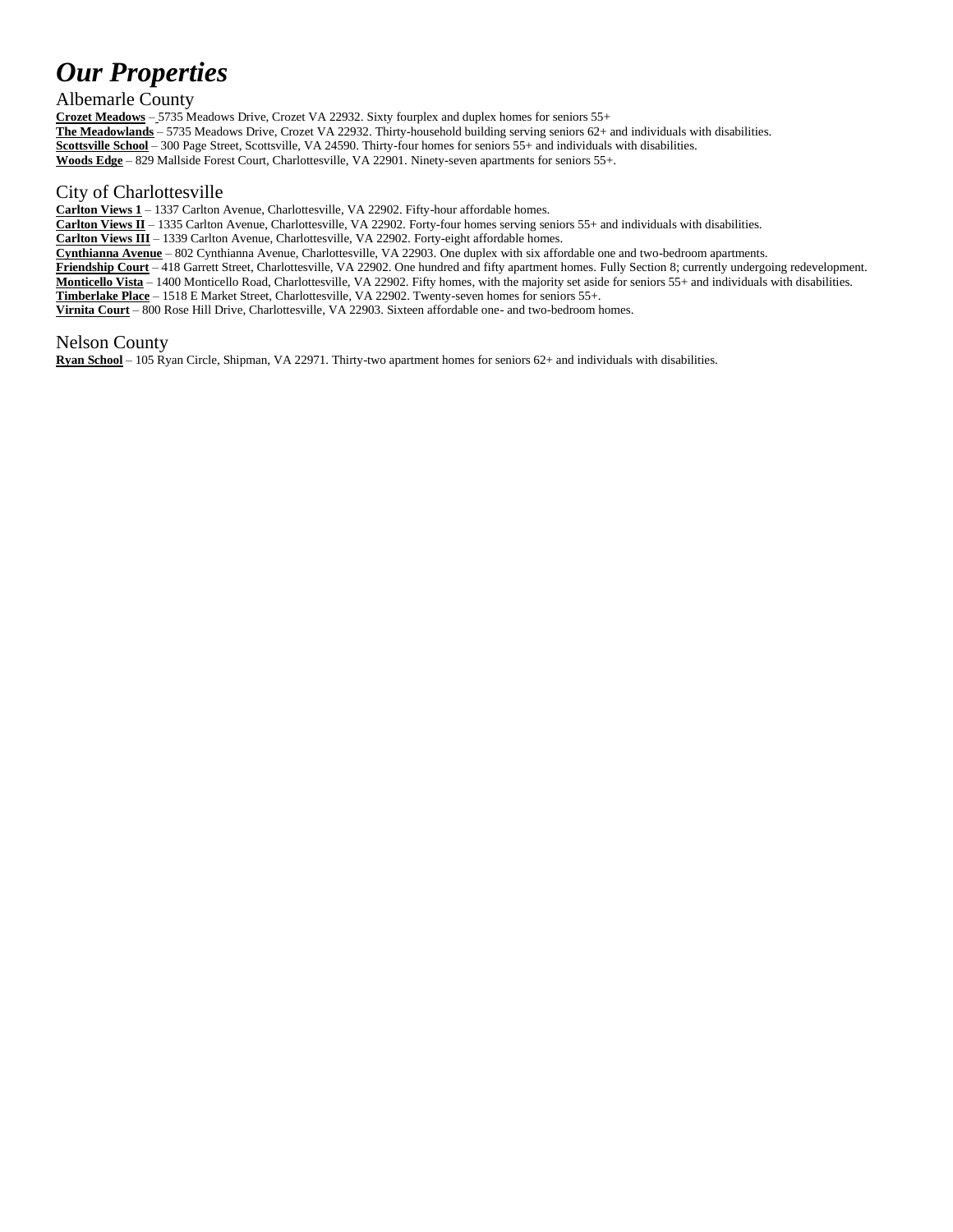# ***Our Properties***

## Albemarle County

**Crozet Meadows** – 5735 Meadows Drive, Crozet VA 22932. Sixty fourplex and duplex homes for seniors 55+
**The Meadowlands** – 5735 Meadows Drive, Crozet VA 22932. Thirty-household building serving seniors 62+ and individuals with disabilities.
**Scottsville School** – 300 Page Street, Scottsville, VA 24590. Thirty-four homes for seniors 55+ and individuals with disabilities.
**Woods Edge** – 829 Mallside Forest Court, Charlottesville, VA 22901. Ninety-seven apartments for seniors 55+.

## City of Charlottesville

**Carlton Views 1** – 1337 Carlton Avenue, Charlottesville, VA 22902. Fifty-hour affordable homes.
**Carlton Views II** – 1335 Carlton Avenue, Charlottesville, VA 22902. Forty-four homes serving seniors 55+ and individuals with disabilities.
**Carlton Views III** – 1339 Carlton Avenue, Charlottesville, VA 22902. Forty-eight affordable homes.
**Cynthianna Avenue** – 802 Cynthianna Avenue, Charlottesville, VA 22903. One duplex with six affordable one and two-bedroom apartments.
**Friendship Court** – 418 Garrett Street, Charlottesville, VA 22902. One hundred and fifty apartment homes. Fully Section 8; currently undergoing redevelopment.
**Monticello Vista** – 1400 Monticello Road, Charlottesville, VA 22902. Fifty homes, with the majority set aside for seniors 55+ and individuals with disabilities.
**Timberlake Place** – 1518 E Market Street, Charlottesville, VA 22902. Twenty-seven homes for seniors 55+.
**Virnita Court** – 800 Rose Hill Drive, Charlottesville, VA 22903. Sixteen affordable one- and two-bedroom homes.

## Nelson County

**Ryan School** – 105 Ryan Circle, Shipman, VA 22971. Thirty-two apartment homes for seniors 62+ and individuals with disabilities.